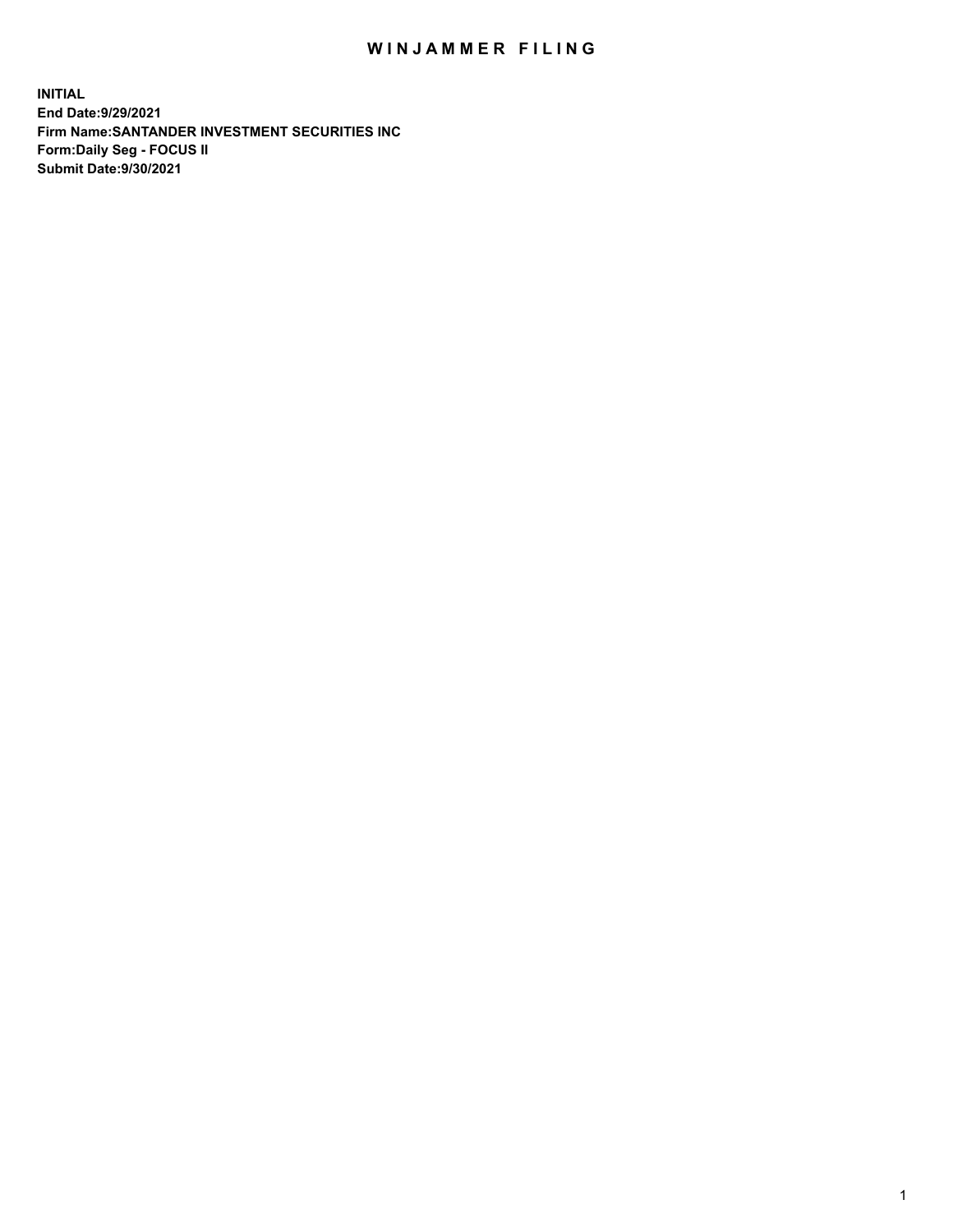# WINJAMMER FILING

**INITIAL**
**End Date:9/29/2021**
**Firm Name:SANTANDER INVESTMENT SECURITIES INC**
**Form:Daily Seg - FOCUS II**
**Submit Date:9/30/2021**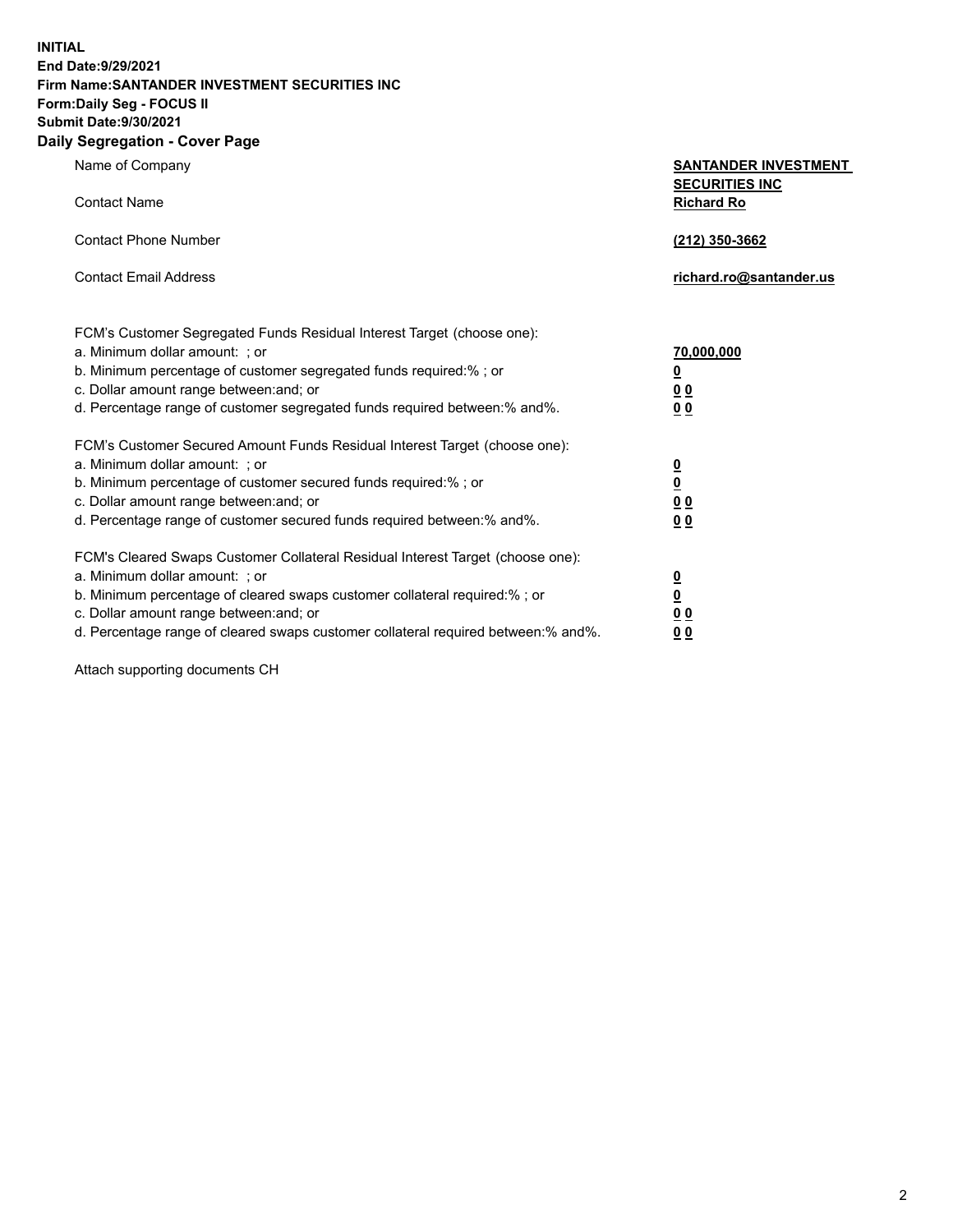**INITIAL**
**End Date:9/29/2021**
**Firm Name:SANTANDER INVESTMENT SECURITIES INC**
**Form:Daily Seg - FOCUS II**
**Submit Date:9/30/2021**

## Daily Segregation - Cover Page

| | |
|---|---|
| Name of Company | **SANTANDER INVESTMENT SECURITIES INC** |
| Contact Name | **Richard Ro** |
| Contact Phone Number | **(212) 350-3662** |
| Contact Email Address | **richard.ro@santander.us** |

| | |
|---|---|
| FCM's Customer Segregated Funds Residual Interest Target (choose one): | |
| a. Minimum dollar amount: ; or | **70,000,000** |
| b. Minimum percentage of customer segregated funds required:% ; or | **0** |
| c. Dollar amount range between:and; or | **0 0** |
| d. Percentage range of customer segregated funds required between:% and%. | **0 0** |

| | |
|---|---|
| FCM's Customer Secured Amount Funds Residual Interest Target (choose one): | |
| a. Minimum dollar amount: ; or | **0** |
| b. Minimum percentage of customer secured funds required:% ; or | **0** |
| c. Dollar amount range between:and; or | **0 0** |
| d. Percentage range of customer secured funds required between:% and%. | **0 0** |

| | |
|---|---|
| FCM's Cleared Swaps Customer Collateral Residual Interest Target (choose one): | |
| a. Minimum dollar amount: ; or | **0** |
| b. Minimum percentage of cleared swaps customer collateral required:% ; or | **0** |
| c. Dollar amount range between:and; or | **0 0** |
| d. Percentage range of cleared swaps customer collateral required between:% and%. | **0 0** |

Attach supporting documents CH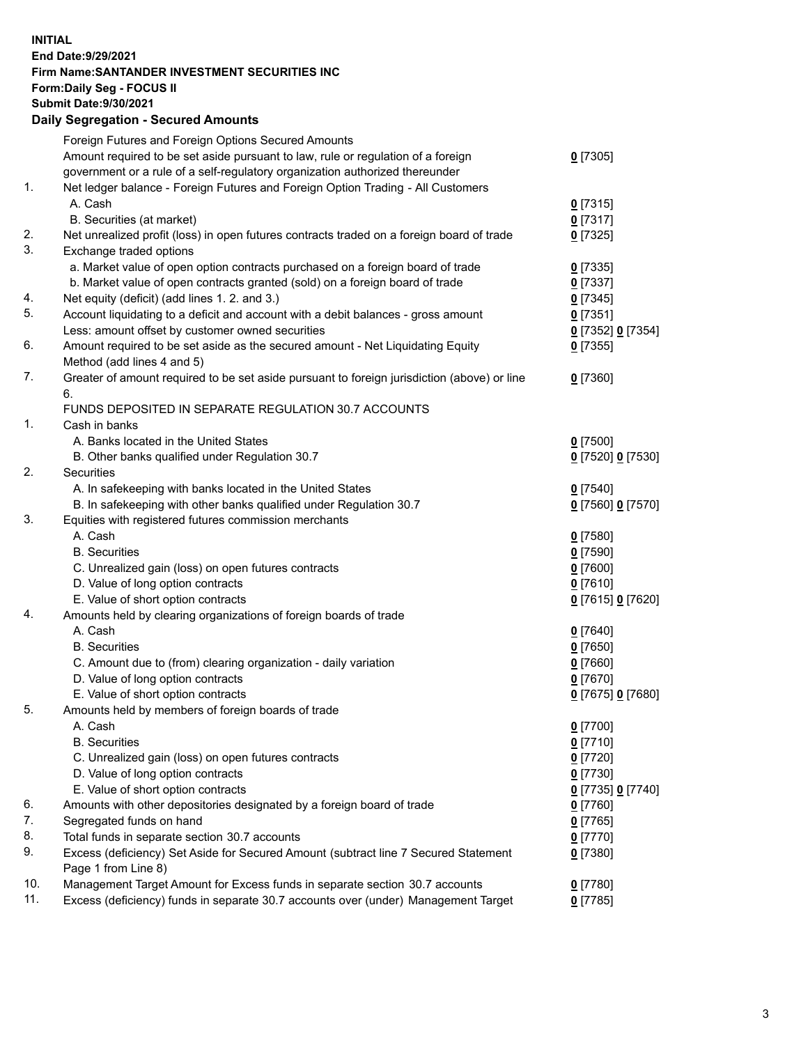**INITIAL**
**End Date:9/29/2021**
**Firm Name:SANTANDER INVESTMENT SECURITIES INC**
**Form:Daily Seg - FOCUS II**
**Submit Date:9/30/2021**

## Daily Segregation - Secured Amounts

| | | |
|---|---|---|
| | Foreign Futures and Foreign Options Secured Amounts | |
| | Amount required to be set aside pursuant to law, rule or regulation of a foreign government or a rule of a self-regulatory organization authorized thereunder | 0 [7305] |
| 1. | Net ledger balance - Foreign Futures and Foreign Option Trading - All Customers | |
| | A. Cash | 0 [7315] |
| | B. Securities (at market) | 0 [7317] |
| 2. | Net unrealized profit (loss) in open futures contracts traded on a foreign board of trade | 0 [7325] |
| 3. | Exchange traded options | |
| | a. Market value of open option contracts purchased on a foreign board of trade | 0 [7335] |
| | b. Market value of open contracts granted (sold) on a foreign board of trade | 0 [7337] |
| 4. | Net equity (deficit) (add lines 1. 2. and 3.) | 0 [7345] |
| 5. | Account liquidating to a deficit and account with a debit balances - gross amount | 0 [7351] |
| | Less: amount offset by customer owned securities | 0 [7352] 0 [7354] |
| 6. | Amount required to be set aside as the secured amount - Net Liquidating Equity Method (add lines 4 and 5) | 0 [7355] |
| 7. | Greater of amount required to be set aside pursuant to foreign jurisdiction (above) or line 6. | 0 [7360] |
| | FUNDS DEPOSITED IN SEPARATE REGULATION 30.7 ACCOUNTS | |
| 1. | Cash in banks | |
| | A. Banks located in the United States | 0 [7500] |
| | B. Other banks qualified under Regulation 30.7 | 0 [7520] 0 [7530] |
| 2. | Securities | |
| | A. In safekeeping with banks located in the United States | 0 [7540] |
| | B. In safekeeping with other banks qualified under Regulation 30.7 | 0 [7560] 0 [7570] |
| 3. | Equities with registered futures commission merchants | |
| | A. Cash | 0 [7580] |
| | B. Securities | 0 [7590] |
| | C. Unrealized gain (loss) on open futures contracts | 0 [7600] |
| | D. Value of long option contracts | 0 [7610] |
| | E. Value of short option contracts | 0 [7615] 0 [7620] |
| 4. | Amounts held by clearing organizations of foreign boards of trade | |
| | A. Cash | 0 [7640] |
| | B. Securities | 0 [7650] |
| | C. Amount due to (from) clearing organization - daily variation | 0 [7660] |
| | D. Value of long option contracts | 0 [7670] |
| | E. Value of short option contracts | 0 [7675] 0 [7680] |
| 5. | Amounts held by members of foreign boards of trade | |
| | A. Cash | 0 [7700] |
| | B. Securities | 0 [7710] |
| | C. Unrealized gain (loss) on open futures contracts | 0 [7720] |
| | D. Value of long option contracts | 0 [7730] |
| | E. Value of short option contracts | 0 [7735] 0 [7740] |
| 6. | Amounts with other depositories designated by a foreign board of trade | 0 [7760] |
| 7. | Segregated funds on hand | 0 [7765] |
| 8. | Total funds in separate section 30.7 accounts | 0 [7770] |
| 9. | Excess (deficiency) Set Aside for Secured Amount (subtract line 7 Secured Statement Page 1 from Line 8) | 0 [7380] |
| 10. | Management Target Amount for Excess funds in separate section 30.7 accounts | 0 [7780] |
| 11. | Excess (deficiency) funds in separate 30.7 accounts over (under) Management Target | 0 [7785] |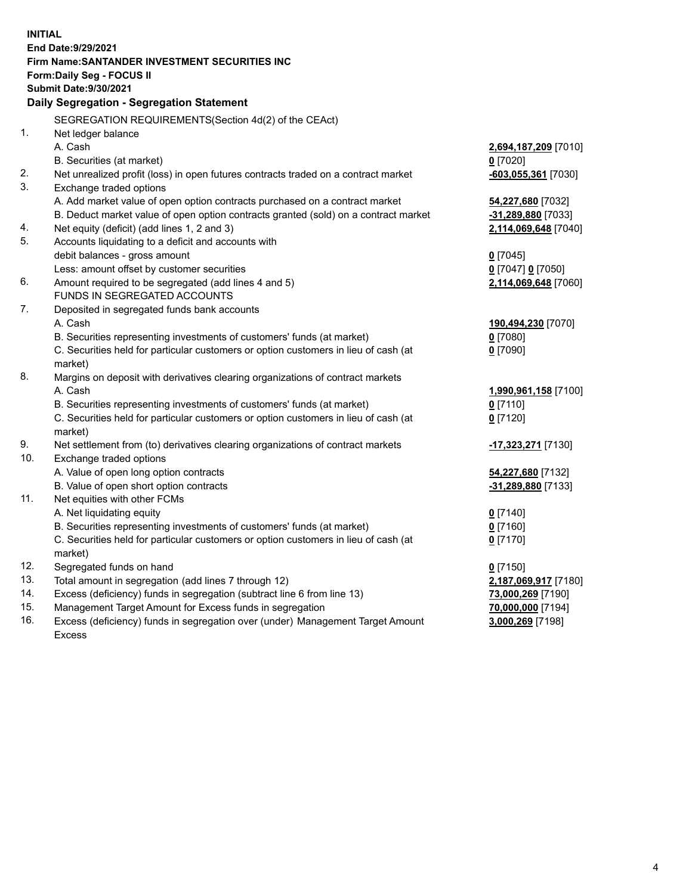**INITIAL**
**End Date:9/29/2021**
**Firm Name:SANTANDER INVESTMENT SECURITIES INC**
**Form:Daily Seg - FOCUS II**
**Submit Date:9/30/2021**

### Daily Segregation - Segregation Statement

SEGREGATION REQUIREMENTS(Section 4d(2) of the CEAct)

| | | |
|---|---|---|
| 1. | Net ledger balance | |
| | A. Cash | **2,694,187,209** [7010] |
| | B. Securities (at market) | **0** [7020] |
| 2. | Net unrealized profit (loss) in open futures contracts traded on a contract market | **-603,055,361** [7030] |
| 3. | Exchange traded options | |
| | A. Add market value of open option contracts purchased on a contract market | **54,227,680** [7032] |
| | B. Deduct market value of open option contracts granted (sold) on a contract market | **-31,289,880** [7033] |
| 4. | Net equity (deficit) (add lines 1, 2 and 3) | **2,114,069,648** [7040] |
| 5. | Accounts liquidating to a deficit and accounts with debit balances - gross amount | **0** [7045] |
| | Less: amount offset by customer securities | **0** [7047] **0** [7050] |
| 6. | Amount required to be segregated (add lines 4 and 5) | **2,114,069,648** [7060] |
| | FUNDS IN SEGREGATED ACCOUNTS | |
| 7. | Deposited in segregated funds bank accounts | |
| | A. Cash | **190,494,230** [7070] |
| | B. Securities representing investments of customers' funds (at market) | **0** [7080] |
| | C. Securities held for particular customers or option customers in lieu of cash (at market) | **0** [7090] |
| 8. | Margins on deposit with derivatives clearing organizations of contract markets | |
| | A. Cash | **1,990,961,158** [7100] |
| | B. Securities representing investments of customers' funds (at market) | **0** [7110] |
| | C. Securities held for particular customers or option customers in lieu of cash (at market) | **0** [7120] |
| 9. | Net settlement from (to) derivatives clearing organizations of contract markets | **-17,323,271** [7130] |
| 10. | Exchange traded options | |
| | A. Value of open long option contracts | **54,227,680** [7132] |
| | B. Value of open short option contracts | **-31,289,880** [7133] |
| 11. | Net equities with other FCMs | |
| | A. Net liquidating equity | **0** [7140] |
| | B. Securities representing investments of customers' funds (at market) | **0** [7160] |
| | C. Securities held for particular customers or option customers in lieu of cash (at market) | **0** [7170] |
| 12. | Segregated funds on hand | **0** [7150] |
| 13. | Total amount in segregation (add lines 7 through 12) | **2,187,069,917** [7180] |
| 14. | Excess (deficiency) funds in segregation (subtract line 6 from line 13) | **73,000,269** [7190] |
| 15. | Management Target Amount for Excess funds in segregation | **70,000,000** [7194] |
| 16. | Excess (deficiency) funds in segregation over (under) Management Target Amount Excess | **3,000,269** [7198] |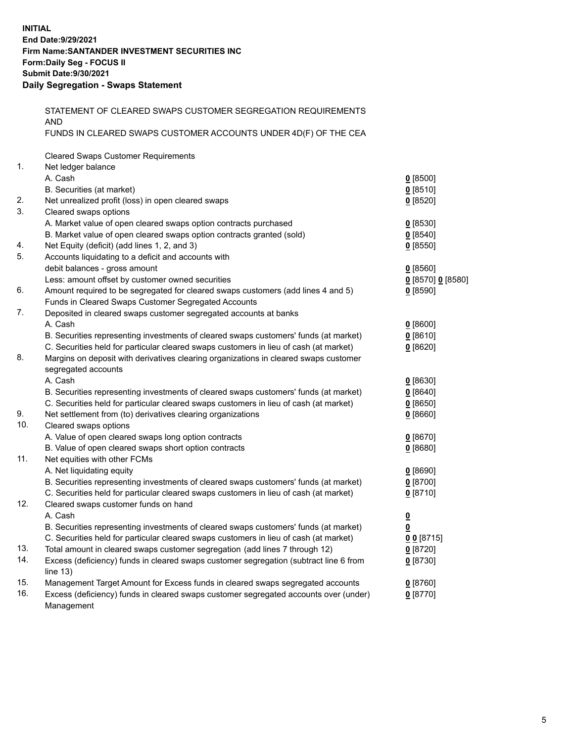**INITIAL**
**End Date:9/29/2021**
**Firm Name:SANTANDER INVESTMENT SECURITIES INC**
**Form:Daily Seg - FOCUS II**
**Submit Date:9/30/2021**
**Daily Segregation - Swaps Statement**

STATEMENT OF CLEARED SWAPS CUSTOMER SEGREGATION REQUIREMENTS AND FUNDS IN CLEARED SWAPS CUSTOMER ACCOUNTS UNDER 4D(F) OF THE CEA

| | | |
|---|---|---|
| | Cleared Swaps Customer Requirements | |
| 1. | Net ledger balance | |
| | A. Cash | 0 [8500] |
| | B. Securities (at market) | 0 [8510] |
| 2. | Net unrealized profit (loss) in open cleared swaps | 0 [8520] |
| 3. | Cleared swaps options | |
| | A. Market value of open cleared swaps option contracts purchased | 0 [8530] |
| | B. Market value of open cleared swaps option contracts granted (sold) | 0 [8540] |
| 4. | Net Equity (deficit) (add lines 1, 2, and 3) | 0 [8550] |
| 5. | Accounts liquidating to a deficit and accounts with debit balances - gross amount | 0 [8560] |
| | Less: amount offset by customer owned securities | 0 [8570] 0 [8580] |
| 6. | Amount required to be segregated for cleared swaps customers (add lines 4 and 5) | 0 [8590] |
| | Funds in Cleared Swaps Customer Segregated Accounts | |
| 7. | Deposited in cleared swaps customer segregated accounts at banks | |
| | A. Cash | 0 [8600] |
| | B. Securities representing investments of cleared swaps customers' funds (at market) | 0 [8610] |
| | C. Securities held for particular cleared swaps customers in lieu of cash (at market) | 0 [8620] |
| 8. | Margins on deposit with derivatives clearing organizations in cleared swaps customer segregated accounts | |
| | A. Cash | 0 [8630] |
| | B. Securities representing investments of cleared swaps customers' funds (at market) | 0 [8640] |
| | C. Securities held for particular cleared swaps customers in lieu of cash (at market) | 0 [8650] |
| 9. | Net settlement from (to) derivatives clearing organizations | 0 [8660] |
| 10. | Cleared swaps options | |
| | A. Value of open cleared swaps long option contracts | 0 [8670] |
| | B. Value of open cleared swaps short option contracts | 0 [8680] |
| 11. | Net equities with other FCMs | |
| | A. Net liquidating equity | 0 [8690] |
| | B. Securities representing investments of cleared swaps customers' funds (at market) | 0 [8700] |
| | C. Securities held for particular cleared swaps customers in lieu of cash (at market) | 0 [8710] |
| 12. | Cleared swaps customer funds on hand | |
| | A. Cash | 0 |
| | B. Securities representing investments of cleared swaps customers' funds (at market) | 0 |
| | C. Securities held for particular cleared swaps customers in lieu of cash (at market) | 0 0 [8715] |
| 13. | Total amount in cleared swaps customer segregation (add lines 7 through 12) | 0 [8720] |
| 14. | Excess (deficiency) funds in cleared swaps customer segregation (subtract line 6 from line 13) | 0 [8730] |
| 15. | Management Target Amount for Excess funds in cleared swaps segregated accounts | 0 [8760] |
| 16. | Excess (deficiency) funds in cleared swaps customer segregated accounts over (under) Management | 0 [8770] |